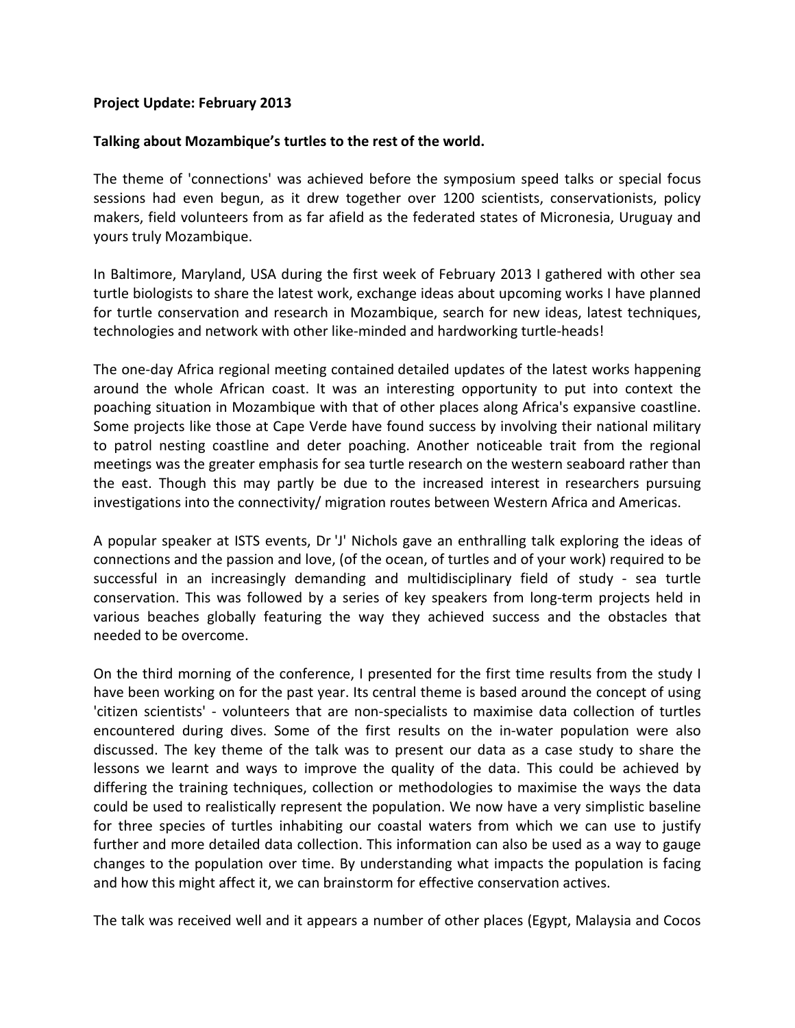**Project Update: February 2013**

**Talking about Mozambique's turtles to the rest of the world.**

The theme of 'connections' was achieved before the symposium speed talks or special focus sessions had even begun, as it drew together over 1200 scientists, conservationists, policy makers, field volunteers from as far afield as the federated states of Micronesia, Uruguay and yours truly Mozambique.

In Baltimore, Maryland, USA during the first week of February 2013 I gathered with other sea turtle biologists to share the latest work, exchange ideas about upcoming works I have planned for turtle conservation and research in Mozambique, search for new ideas, latest techniques, technologies and network with other like-minded and hardworking turtle-heads!

The one-day Africa regional meeting contained detailed updates of the latest works happening around the whole African coast. It was an interesting opportunity to put into context the poaching situation in Mozambique with that of other places along Africa's expansive coastline. Some projects like those at Cape Verde have found success by involving their national military to patrol nesting coastline and deter poaching. Another noticeable trait from the regional meetings was the greater emphasis for sea turtle research on the western seaboard rather than the east. Though this may partly be due to the increased interest in researchers pursuing investigations into the connectivity/ migration routes between Western Africa and Americas.

A popular speaker at ISTS events, Dr 'J' Nichols gave an enthralling talk exploring the ideas of connections and the passion and love, (of the ocean, of turtles and of your work) required to be successful in an increasingly demanding and multidisciplinary field of study - sea turtle conservation. This was followed by a series of key speakers from long-term projects held in various beaches globally featuring the way they achieved success and the obstacles that needed to be overcome.

On the third morning of the conference, I presented for the first time results from the study I have been working on for the past year. Its central theme is based around the concept of using 'citizen scientists' - volunteers that are non-specialists to maximise data collection of turtles encountered during dives. Some of the first results on the in-water population were also discussed. The key theme of the talk was to present our data as a case study to share the lessons we learnt and ways to improve the quality of the data. This could be achieved by differing the training techniques, collection or methodologies to maximise the ways the data could be used to realistically represent the population. We now have a very simplistic baseline for three species of turtles inhabiting our coastal waters from which we can use to justify further and more detailed data collection. This information can also be used as a way to gauge changes to the population over time. By understanding what impacts the population is facing and how this might affect it, we can brainstorm for effective conservation actives.

The talk was received well and it appears a number of other places (Egypt, Malaysia and Cocos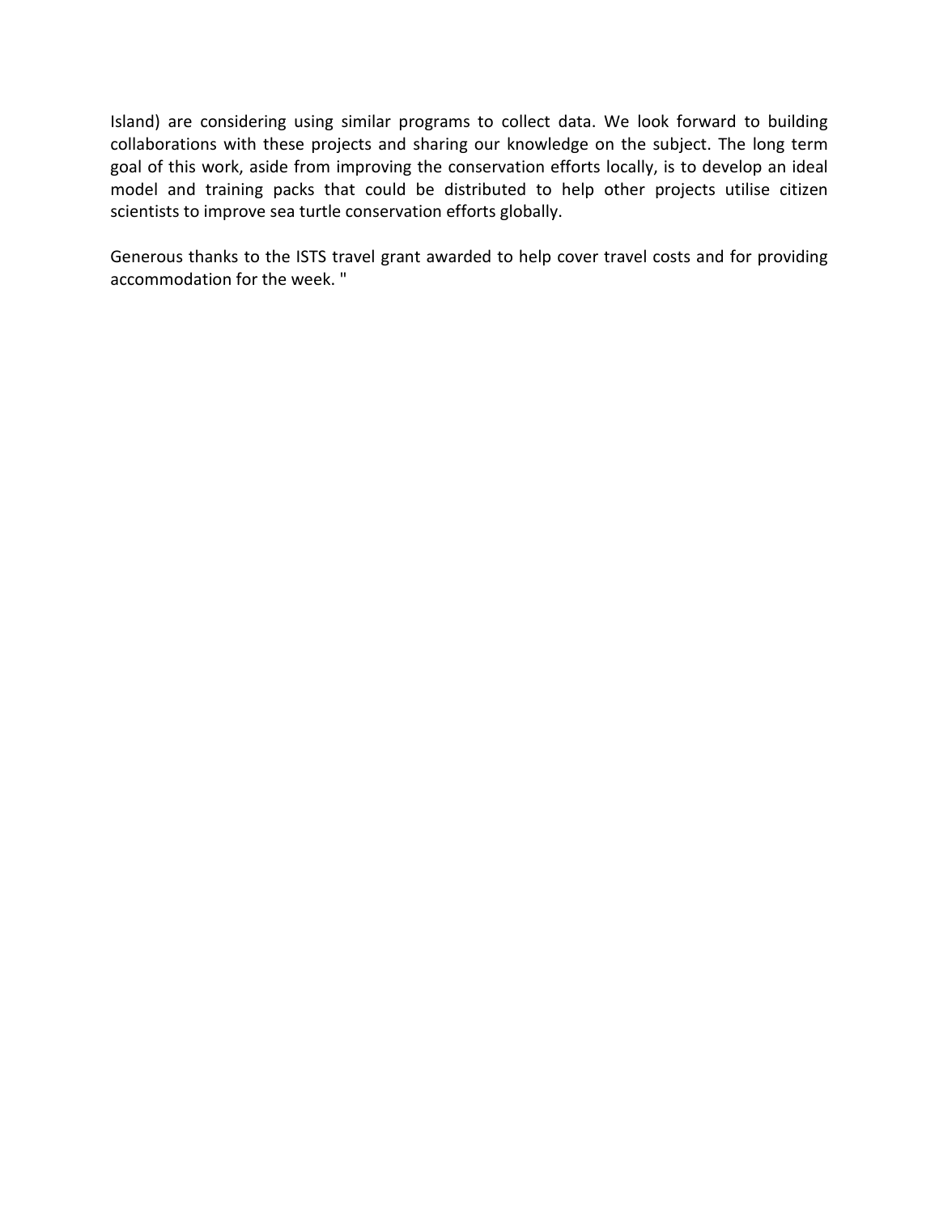Island) are considering using similar programs to collect data. We look forward to building collaborations with these projects and sharing our knowledge on the subject. The long term goal of this work, aside from improving the conservation efforts locally, is to develop an ideal model and training packs that could be distributed to help other projects utilise citizen scientists to improve sea turtle conservation efforts globally.

Generous thanks to the ISTS travel grant awarded to help cover travel costs and for providing accommodation for the week. "